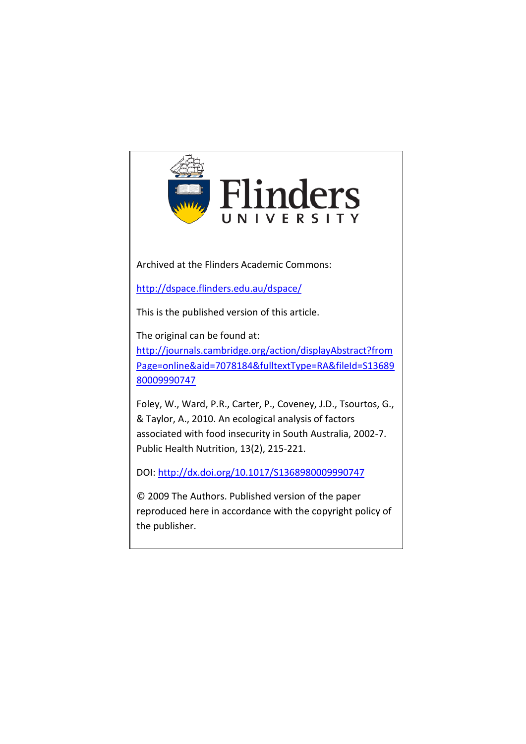Flinders UNIVERSITY

Archived at the Flinders Academic Commons:

http://dspace.flinders.edu.au/dspace/

This is the published version of this article.

The original can be found at: http://journals.cambridge.org/action/displayAbstract?fromPage=online&aid=7078184&fulltextType=RA&fileId=S1368980009990747

Foley, W., Ward, P.R., Carter, P., Coveney, J.D., Tsourtos, G., & Taylor, A., 2010. An ecological analysis of factors associated with food insecurity in South Australia, 2002-7. Public Health Nutrition, 13(2), 215-221.

DOI: http://dx.doi.org/10.1017/S1368980009990747

© 2009 The Authors. Published version of the paper reproduced here in accordance with the copyright policy of the publisher.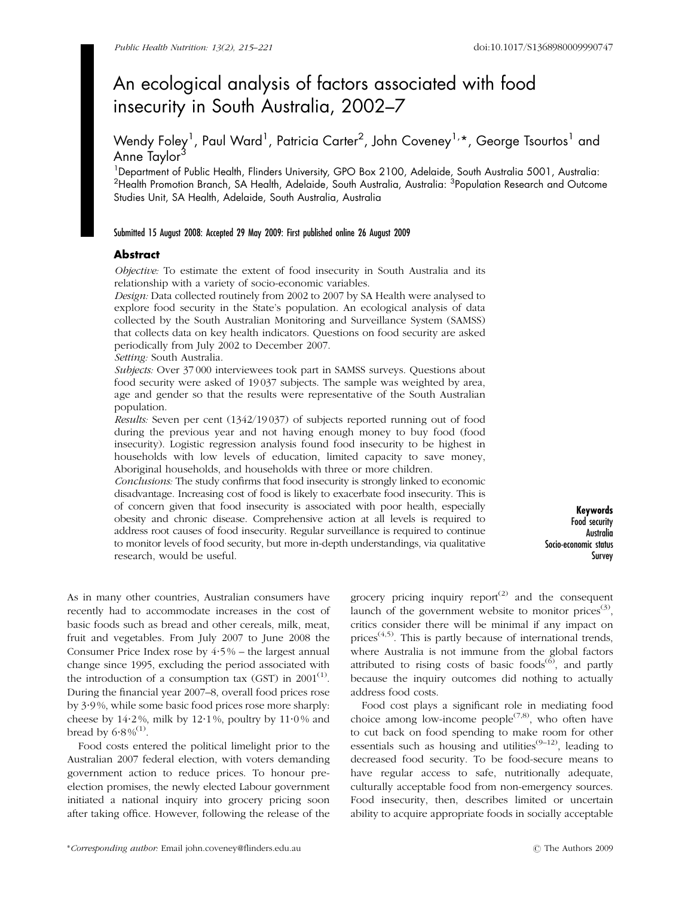# An ecological analysis of factors associated with food insecurity in South Australia, 2002–7

Wendy Foley[1], Paul Ward[1], Patricia Carter[2], John Coveney[1,*], George Tsourtos[1] and Anne Taylor[3]

[1]Department of Public Health, Flinders University, GPO Box 2100, Adelaide, South Australia 5001, Australia: [2]Health Promotion Branch, SA Health, Adelaide, South Australia, Australia: [3]Population Research and Outcome Studies Unit, SA Health, Adelaide, South Australia, Australia

**Submitted 15 August 2008: Accepted 29 May 2009: First published online 26 August 2009**

## Abstract

*Objective:* To estimate the extent of food insecurity in South Australia and its relationship with a variety of socio-economic variables.

*Design:* Data collected routinely from 2002 to 2007 by SA Health were analysed to explore food security in the State's population. An ecological analysis of data collected by the South Australian Monitoring and Surveillance System (SAMSS) that collects data on key health indicators. Questions on food security are asked periodically from July 2002 to December 2007.

*Setting:* South Australia.

*Subjects:* Over 37 000 interviewees took part in SAMSS surveys. Questions about food security were asked of 19 037 subjects. The sample was weighted by area, age and gender so that the results were representative of the South Australian population.

*Results:* Seven per cent (1342/19 037) of subjects reported running out of food during the previous year and not having enough money to buy food (food insecurity). Logistic regression analysis found food insecurity to be highest in households with low levels of education, limited capacity to save money, Aboriginal households, and households with three or more children.

*Conclusions:* The study confirms that food insecurity is strongly linked to economic disadvantage. Increasing cost of food is likely to exacerbate food insecurity. This is of concern given that food insecurity is associated with poor health, especially obesity and chronic disease. Comprehensive action at all levels is required to address root causes of food insecurity. Regular surveillance is required to continue to monitor levels of food security, but more in-depth understandings, via qualitative research, would be useful.

**Keywords**
Food security
Australia
Socio-economic status
Survey

As in many other countries, Australian consumers have recently had to accommodate increases in the cost of basic foods such as bread and other cereals, milk, meat, fruit and vegetables. From July 2007 to June 2008 the Consumer Price Index rose by 4·5 % – the largest annual change since 1995, excluding the period associated with the introduction of a consumption tax (GST) in 2001[1]. During the financial year 2007–8, overall food prices rose by 3·9 %, while some basic food prices rose more sharply: cheese by 14·2 %, milk by 12·1 %, poultry by 11·0 % and bread by 6·8 %[1].

Food costs entered the political limelight prior to the Australian 2007 federal election, with voters demanding government action to reduce prices. To honour pre-election promises, the newly elected Labour government initiated a national inquiry into grocery pricing soon after taking office. However, following the release of the grocery pricing inquiry report[2] and the consequent launch of the government website to monitor prices[3], critics consider there will be minimal if any impact on prices[4,5]. This is partly because of international trends, where Australia is not immune from the global factors attributed to rising costs of basic foods[6], and partly because the inquiry outcomes did nothing to actually address food costs.

Food cost plays a significant role in mediating food choice among low-income people[7,8], who often have to cut back on food spending to make room for other essentials such as housing and utilities[9–12], leading to decreased food security. To be food-secure means to have regular access to safe, nutritionally adequate, culturally acceptable food from non-emergency sources. Food insecurity, then, describes limited or uncertain ability to acquire appropriate foods in socially acceptable

*Corresponding author: Email john.coveney@flinders.edu.au

© The Authors 2009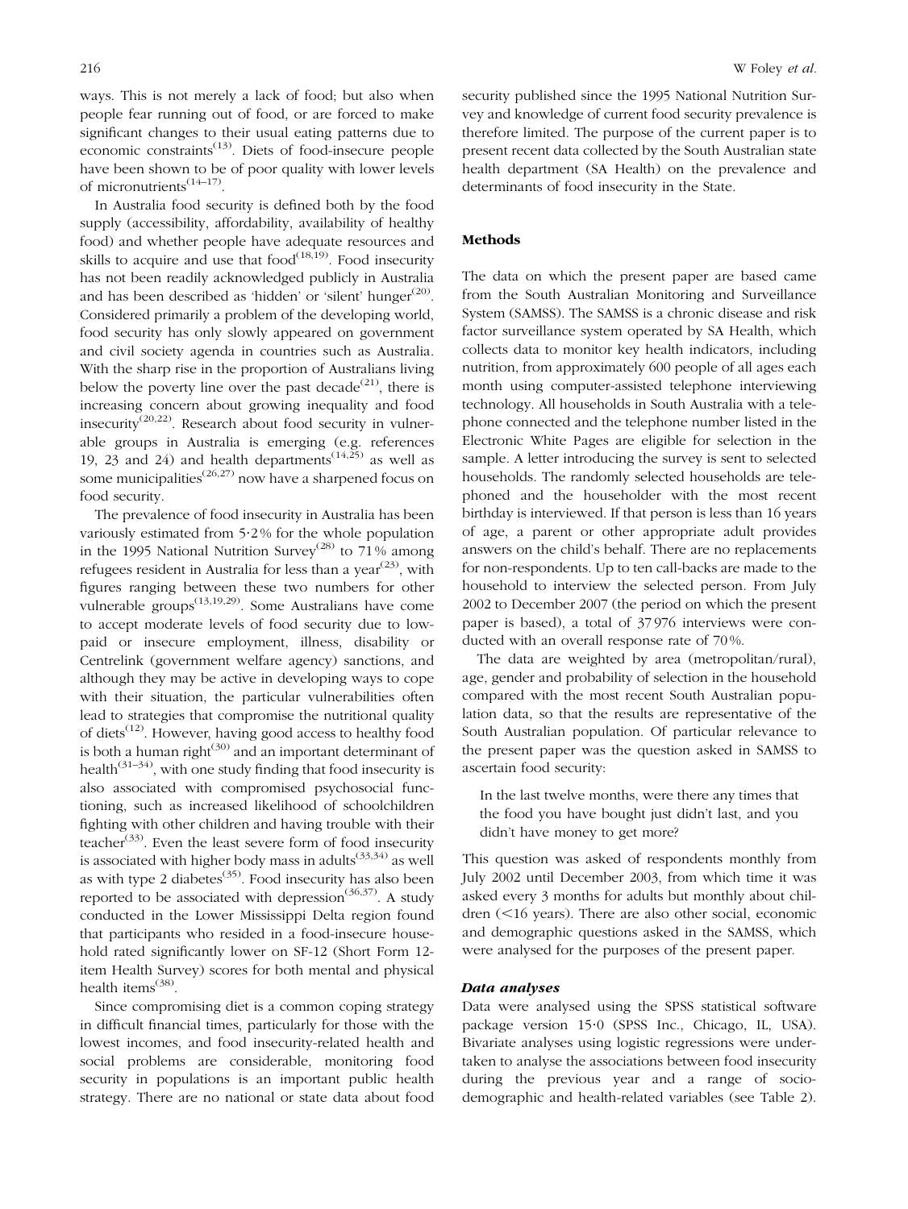ways. This is not merely a lack of food; but also when people fear running out of food, or are forced to make significant changes to their usual eating patterns due to economic constraints[13]. Diets of food-insecure people have been shown to be of poor quality with lower levels of micronutrients[14–17].

In Australia food security is defined both by the food supply (accessibility, affordability, availability of healthy food) and whether people have adequate resources and skills to acquire and use that food[18,19]. Food insecurity has not been readily acknowledged publicly in Australia and has been described as 'hidden' or 'silent' hunger[20]. Considered primarily a problem of the developing world, food security has only slowly appeared on government and civil society agenda in countries such as Australia. With the sharp rise in the proportion of Australians living below the poverty line over the past decade[21], there is increasing concern about growing inequality and food insecurity[20,22]. Research about food security in vulnerable groups in Australia is emerging (e.g. references 19, 23 and 24) and health departments[14,25] as well as some municipalities[26,27] now have a sharpened focus on food security.

The prevalence of food insecurity in Australia has been variously estimated from 5·2% for the whole population in the 1995 National Nutrition Survey[28] to 71% among refugees resident in Australia for less than a year[23], with figures ranging between these two numbers for other vulnerable groups[13,19,29]. Some Australians have come to accept moderate levels of food security due to low-paid or insecure employment, illness, disability or Centrelink (government welfare agency) sanctions, and although they may be active in developing ways to cope with their situation, the particular vulnerabilities often lead to strategies that compromise the nutritional quality of diets[12]. However, having good access to healthy food is both a human right[30] and an important determinant of health[31–34], with one study finding that food insecurity is also associated with compromised psychosocial functioning, such as increased likelihood of schoolchildren fighting with other children and having trouble with their teacher[33]. Even the least severe form of food insecurity is associated with higher body mass in adults[33,34] as well as with type 2 diabetes[35]. Food insecurity has also been reported to be associated with depression[36,37]. A study conducted in the Lower Mississippi Delta region found that participants who resided in a food-insecure household rated significantly lower on SF-12 (Short Form 12-item Health Survey) scores for both mental and physical health items[38].

Since compromising diet is a common coping strategy in difficult financial times, particularly for those with the lowest incomes, and food insecurity-related health and social problems are considerable, monitoring food security in populations is an important public health strategy. There are no national or state data about food security published since the 1995 National Nutrition Survey and knowledge of current food security prevalence is therefore limited. The purpose of the current paper is to present recent data collected by the South Australian state health department (SA Health) on the prevalence and determinants of food insecurity in the State.

## Methods

The data on which the present paper are based came from the South Australian Monitoring and Surveillance System (SAMSS). The SAMSS is a chronic disease and risk factor surveillance system operated by SA Health, which collects data to monitor key health indicators, including nutrition, from approximately 600 people of all ages each month using computer-assisted telephone interviewing technology. All households in South Australia with a telephone connected and the telephone number listed in the Electronic White Pages are eligible for selection in the sample. A letter introducing the survey is sent to selected households. The randomly selected households are telephoned and the householder with the most recent birthday is interviewed. If that person is less than 16 years of age, a parent or other appropriate adult provides answers on the child's behalf. There are no replacements for non-respondents. Up to ten call-backs are made to the household to interview the selected person. From July 2002 to December 2007 (the period on which the present paper is based), a total of 37 976 interviews were conducted with an overall response rate of 70%.

The data are weighted by area (metropolitan/rural), age, gender and probability of selection in the household compared with the most recent South Australian population data, so that the results are representative of the South Australian population. Of particular relevance to the present paper was the question asked in SAMSS to ascertain food security:

> In the last twelve months, were there any times that the food you have bought just didn't last, and you didn't have money to get more?

This question was asked of respondents monthly from July 2002 until December 2003, from which time it was asked every 3 months for adults but monthly about children (<16 years). There are also other social, economic and demographic questions asked in the SAMSS, which were analysed for the purposes of the present paper.

### *Data analyses*

Data were analysed using the SPSS statistical software package version 15·0 (SPSS Inc., Chicago, IL, USA). Bivariate analyses using logistic regressions were undertaken to analyse the associations between food insecurity during the previous year and a range of sociodemographic and health-related variables (see Table 2).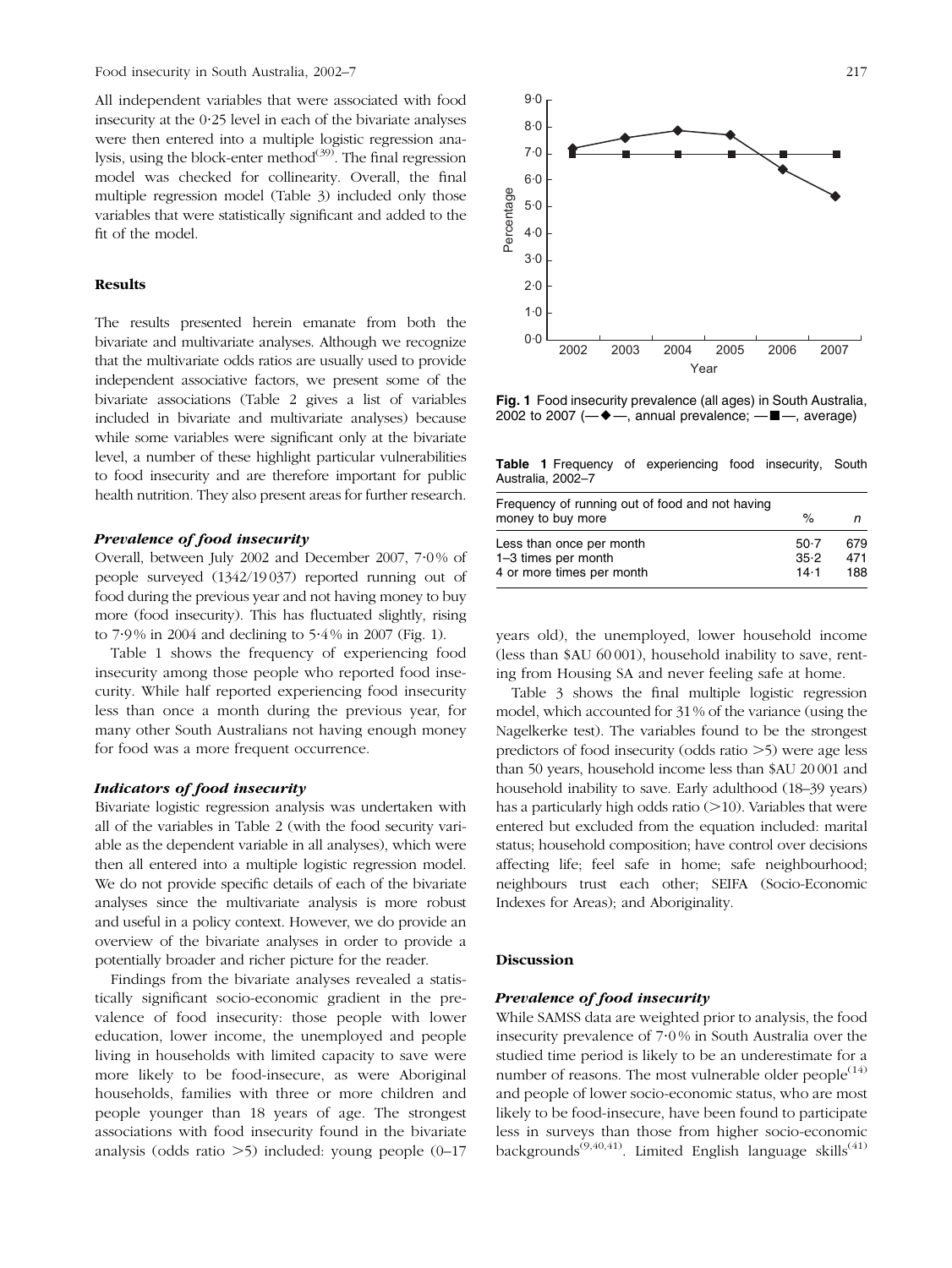All independent variables that were associated with food insecurity at the 0·25 level in each of the bivariate analyses were then entered into a multiple logistic regression analysis, using the block-enter method[39]. The final regression model was checked for collinearity. Overall, the final multiple regression model (Table 3) included only those variables that were statistically significant and added to the fit of the model.

## Results

The results presented herein emanate from both the bivariate and multivariate analyses. Although we recognize that the multivariate odds ratios are usually used to provide independent associative factors, we present some of the bivariate associations (Table 2 gives a list of variables included in bivariate and multivariate analyses) because while some variables were significant only at the bivariate level, a number of these highlight particular vulnerabilities to food insecurity and are therefore important for public health nutrition. They also present areas for further research.

### *Prevalence of food insecurity*

Overall, between July 2002 and December 2007, 7·0 % of people surveyed (1342/19 037) reported running out of food during the previous year and not having money to buy more (food insecurity). This has fluctuated slightly, rising to 7·9 % in 2004 and declining to 5·4 % in 2007 (Fig. 1).

Table 1 shows the frequency of experiencing food insecurity among those people who reported food insecurity. While half reported experiencing food insecurity less than once a month during the previous year, for many other South Australians not having enough money for food was a more frequent occurrence.

### *Indicators of food insecurity*

Bivariate logistic regression analysis was undertaken with all of the variables in Table 2 (with the food security variable as the dependent variable in all analyses), which were then all entered into a multiple logistic regression model. We do not provide specific details of each of the bivariate analyses since the multivariate analysis is more robust and useful in a policy context. However, we do provide an overview of the bivariate analyses in order to provide a potentially broader and richer picture for the reader.

Findings from the bivariate analyses revealed a statistically significant socio-economic gradient in the prevalence of food insecurity: those people with lower education, lower income, the unemployed and people living in households with limited capacity to save were more likely to be food-insecure, as were Aboriginal households, families with three or more children and people younger than 18 years of age. The strongest associations with food insecurity found in the bivariate analysis (odds ratio >5) included: young people (0–17 years old), the unemployed, lower household income (less than \$AU 60 001), household inability to save, renting from Housing SA and never feeling safe at home.

Table 3 shows the final multiple logistic regression model, which accounted for 31 % of the variance (using the Nagelkerke test). The variables found to be the strongest predictors of food insecurity (odds ratio >5) were age less than 50 years, household income less than \$AU 20 001 and household inability to save. Early adulthood (18–39 years) has a particularly high odds ratio (>10). Variables that were entered but excluded from the equation included: marital status; household composition; have control over decisions affecting life; feel safe in home; safe neighbourhood; neighbours trust each other; SEIFA (Socio-Economic Indexes for Areas); and Aboriginality.

**Fig. 1** Food insecurity prevalence (all ages) in South Australia, 2002 to 2007 (—◆—, annual prevalence; —■—, average)

**Table 1** Frequency of experiencing food insecurity, South Australia, 2002–7

| Frequency of running out of food and not having money to buy more | % | *n* |
|---|---|---|
| Less than once per month | 50·7 | 679 |
| 1–3 times per month | 35·2 | 471 |
| 4 or more times per month | 14·1 | 188 |

## Discussion

### *Prevalence of food insecurity*

While SAMSS data are weighted prior to analysis, the food insecurity prevalence of 7·0 % in South Australia over the studied time period is likely to be an underestimate for a number of reasons. The most vulnerable older people[14] and people of lower socio-economic status, who are most likely to be food-insecure, have been found to participate less in surveys than those from higher socio-economic backgrounds[9,40,41]. Limited English language skills[41]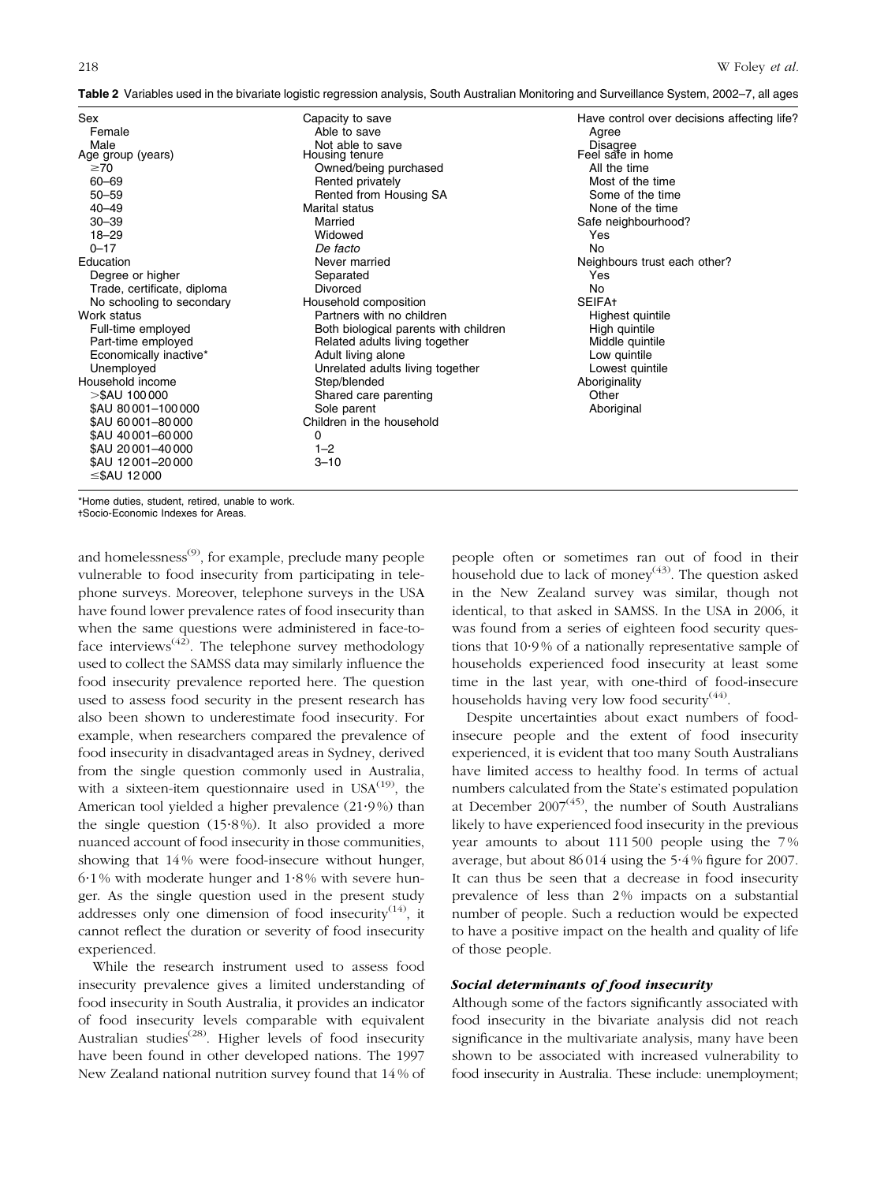**Table 2** Variables used in the bivariate logistic regression analysis, South Australian Monitoring and Surveillance System, 2002–7, all ages

| | | |
|---|---|---|
| Sex | Capacity to save | Have control over decisions affecting life? |
| Female | Able to save | Agree |
| Male | Not able to save | Disagree |
| Age group (years) | Housing tenure | Feel safe in home |
| ≥70 | Owned/being purchased | All the time |
| 60–69 | Rented privately | Most of the time |
| 50–59 | Rented from Housing SA | Some of the time |
| 40–49 | Marital status | None of the time |
| 30–39 | Married | Safe neighbourhood? |
| 18–29 | Widowed | Yes |
| 0–17 | *De facto* | No |
| Education | Never married | Neighbours trust each other? |
| Degree or higher | Separated | Yes |
| Trade, certificate, diploma | Divorced | No |
| No schooling to secondary | Household composition | SEIFA† |
| Work status | Partners with no children | Highest quintile |
| Full-time employed | Both biological parents with children | High quintile |
| Part-time employed | Related adults living together | Middle quintile |
| Economically inactive* | Adult living alone | Low quintile |
| Unemployed | Unrelated adults living together | Lowest quintile |
| Household income | Step/blended | Aboriginality |
| >$AU 100 000 | Shared care parenting | Other |
| $AU 80 001–100 000 | Sole parent | Aboriginal |
| $AU 60 001–80 000 | Children in the household | |
| $AU 40 001–60 000 | 0 | |
| $AU 20 001–40 000 | 1–2 | |
| $AU 12 001–20 000 | 3–10 | |
| ≤$AU 12 000 | | |

*Home duties, student, retired, unable to work.
†Socio-Economic Indexes for Areas.

and homelessness[9], for example, preclude many people vulnerable to food insecurity from participating in telephone surveys. Moreover, telephone surveys in the USA have found lower prevalence rates of food insecurity than when the same questions were administered in face-to-face interviews[42]. The telephone survey methodology used to collect the SAMSS data may similarly influence the food insecurity prevalence reported here. The question used to assess food security in the present research has also been shown to underestimate food insecurity. For example, when researchers compared the prevalence of food insecurity in disadvantaged areas in Sydney, derived from the single question commonly used in Australia, with a sixteen-item questionnaire used in USA[19], the American tool yielded a higher prevalence (21·9%) than the single question (15·8%). It also provided a more nuanced account of food insecurity in those communities, showing that 14% were food-insecure without hunger, 6·1% with moderate hunger and 1·8% with severe hunger. As the single question used in the present study addresses only one dimension of food insecurity[14], it cannot reflect the duration or severity of food insecurity experienced.

While the research instrument used to assess food insecurity prevalence gives a limited understanding of food insecurity in South Australia, it provides an indicator of food insecurity levels comparable with equivalent Australian studies[28]. Higher levels of food insecurity have been found in other developed nations. The 1997 New Zealand national nutrition survey found that 14% of people often or sometimes ran out of food in their household due to lack of money[43]. The question asked in the New Zealand survey was similar, though not identical, to that asked in SAMSS. In the USA in 2006, it was found from a series of eighteen food security questions that 10·9% of a nationally representative sample of households experienced food insecurity at least some time in the last year, with one-third of food-insecure households having very low food security[44].

Despite uncertainties about exact numbers of food-insecure people and the extent of food insecurity experienced, it is evident that too many South Australians have limited access to healthy food. In terms of actual numbers calculated from the State's estimated population at December 2007[45], the number of South Australians likely to have experienced food insecurity in the previous year amounts to about 111 500 people using the 7% average, but about 86 014 using the 5·4% figure for 2007. It can thus be seen that a decrease in food insecurity prevalence of less than 2% impacts on a substantial number of people. Such a reduction would be expected to have a positive impact on the health and quality of life of those people.

### *Social determinants of food insecurity*

Although some of the factors significantly associated with food insecurity in the bivariate analysis did not reach significance in the multivariate analysis, many have been shown to be associated with increased vulnerability to food insecurity in Australia. These include: unemployment;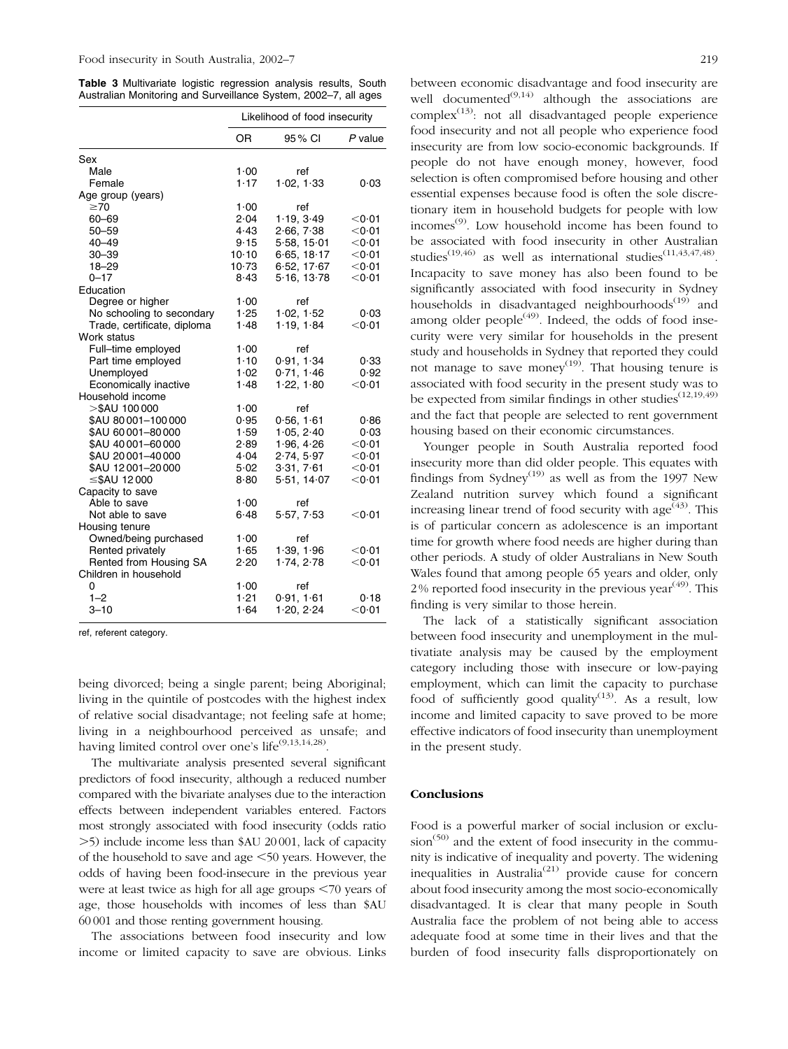**Table 3** Multivariate logistic regression analysis results, South Australian Monitoring and Surveillance System, 2002–7, all ages

| | Likelihood of food insecurity | | |
|---|---|---|---|
| | OR | 95 % CI | *P* value |
| Sex | | | |
| Male | 1·00 | ref | |
| Female | 1·17 | 1·02, 1·33 | 0·03 |
| Age group (years) | | | |
| ≥70 | 1·00 | ref | |
| 60–69 | 2·04 | 1·19, 3·49 | <0·01 |
| 50–59 | 4·43 | 2·66, 7·38 | <0·01 |
| 40–49 | 9·15 | 5·58, 15·01 | <0·01 |
| 30–39 | 10·10 | 6·65, 18·17 | <0·01 |
| 18–29 | 10·73 | 6·52, 17·67 | <0·01 |
| 0–17 | 8·43 | 5·16, 13·78 | <0·01 |
| Education | | | |
| Degree or higher | 1·00 | ref | |
| No schooling to secondary | 1·25 | 1·02, 1·52 | 0·03 |
| Trade, certificate, diploma | 1·48 | 1·19, 1·84 | <0·01 |
| Work status | | | |
| Full–time employed | 1·00 | ref | |
| Part time employed | 1·10 | 0·91, 1·34 | 0·33 |
| Unemployed | 1·02 | 0·71, 1·46 | 0·92 |
| Economically inactive | 1·48 | 1·22, 1·80 | <0·01 |
| Household income | | | |
| >$AU 100 000 | 1·00 | ref | |
| $AU 80 001–100 000 | 0·95 | 0·56, 1·61 | 0·86 |
| $AU 60 001–80 000 | 1·59 | 1·05, 2·40 | 0·03 |
| $AU 40 001–60 000 | 2·89 | 1·96, 4·26 | <0·01 |
| $AU 20 001–40 000 | 4·04 | 2·74, 5·97 | <0·01 |
| $AU 12 001–20 000 | 5·02 | 3·31, 7·61 | <0·01 |
| ≤$AU 12 000 | 8·80 | 5·51, 14·07 | <0·01 |
| Capacity to save | | | |
| Able to save | 1·00 | ref | |
| Not able to save | 6·48 | 5·57, 7·53 | <0·01 |
| Housing tenure | | | |
| Owned/being purchased | 1·00 | ref | |
| Rented privately | 1·65 | 1·39, 1·96 | <0·01 |
| Rented from Housing SA | 2·20 | 1·74, 2·78 | <0·01 |
| Children in household | | | |
| 0 | 1·00 | ref | |
| 1–2 | 1·21 | 0·91, 1·61 | 0·18 |
| 3–10 | 1·64 | 1·20, 2·24 | <0·01 |

ref, referent category.

being divorced; being a single parent; being Aboriginal; living in the quintile of postcodes with the highest index of relative social disadvantage; not feeling safe at home; living in a neighbourhood perceived as unsafe; and having limited control over one's life[9,13,14,28].

The multivariate analysis presented several significant predictors of food insecurity, although a reduced number compared with the bivariate analyses due to the interaction effects between independent variables entered. Factors most strongly associated with food insecurity (odds ratio >5) include income less than $AU 20 001, lack of capacity of the household to save and age <50 years. However, the odds of having been food-insecure in the previous year were at least twice as high for all age groups <70 years of age, those households with incomes of less than $AU 60 001 and those renting government housing.

The associations between food insecurity and low income or limited capacity to save are obvious. Links between economic disadvantage and food insecurity are well documented[9,14] although the associations are complex[13]: not all disadvantaged people experience food insecurity and not all people who experience food insecurity are from low socio-economic backgrounds. If people do not have enough money, however, food selection is often compromised before housing and other essential expenses because food is often the sole discretionary item in household budgets for people with low incomes[9]. Low household income has been found to be associated with food insecurity in other Australian studies[19,46] as well as international studies[11,43,47,48]. Incapacity to save money has also been found to be significantly associated with food insecurity in Sydney households in disadvantaged neighbourhoods[19] and among older people[49]. Indeed, the odds of food insecurity were very similar for households in the present study and households in Sydney that reported they could not manage to save money[19]. That housing tenure is associated with food security in the present study was to be expected from similar findings in other studies[12,19,49] and the fact that people are selected to rent government housing based on their economic circumstances.

Younger people in South Australia reported food insecurity more than did older people. This equates with findings from Sydney[19] as well as from the 1997 New Zealand nutrition survey which found a significant increasing linear trend of food security with age[43]. This is of particular concern as adolescence is an important time for growth where food needs are higher during than other periods. A study of older Australians in New South Wales found that among people 65 years and older, only 2 % reported food insecurity in the previous year[49]. This finding is very similar to those herein.

The lack of a statistically significant association between food insecurity and unemployment in the multivatiate analysis may be caused by the employment category including those with insecure or low-paying employment, which can limit the capacity to purchase food of sufficiently good quality[13]. As a result, low income and limited capacity to save proved to be more effective indicators of food insecurity than unemployment in the present study.

## Conclusions

Food is a powerful marker of social inclusion or exclusion[50] and the extent of food insecurity in the community is indicative of inequality and poverty. The widening inequalities in Australia[21] provide cause for concern about food insecurity among the most socio-economically disadvantaged. It is clear that many people in South Australia face the problem of not being able to access adequate food at some time in their lives and that the burden of food insecurity falls disproportionately on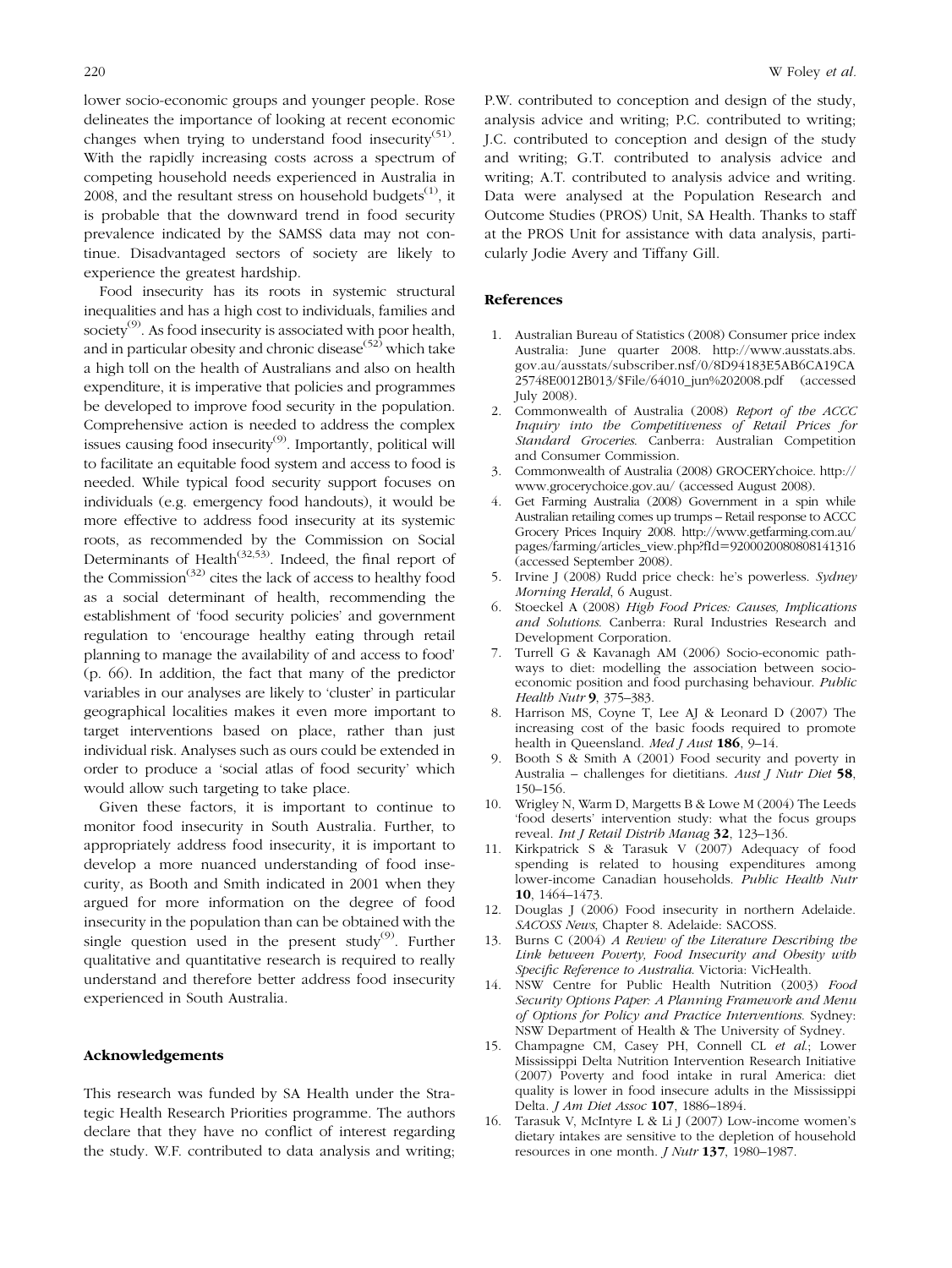lower socio-economic groups and younger people. Rose delineates the importance of looking at recent economic changes when trying to understand food insecurity[51]. With the rapidly increasing costs across a spectrum of competing household needs experienced in Australia in 2008, and the resultant stress on household budgets[1], it is probable that the downward trend in food security prevalence indicated by the SAMSS data may not continue. Disadvantaged sectors of society are likely to experience the greatest hardship.

Food insecurity has its roots in systemic structural inequalities and has a high cost to individuals, families and society[9]. As food insecurity is associated with poor health, and in particular obesity and chronic disease[52] which take a high toll on the health of Australians and also on health expenditure, it is imperative that policies and programmes be developed to improve food security in the population. Comprehensive action is needed to address the complex issues causing food insecurity[9]. Importantly, political will to facilitate an equitable food system and access to food is needed. While typical food security support focuses on individuals (e.g. emergency food handouts), it would be more effective to address food insecurity at its systemic roots, as recommended by the Commission on Social Determinants of Health[32,53]. Indeed, the final report of the Commission[32] cites the lack of access to healthy food as a social determinant of health, recommending the establishment of 'food security policies' and government regulation to 'encourage healthy eating through retail planning to manage the availability of and access to food' (p. 66). In addition, the fact that many of the predictor variables in our analyses are likely to 'cluster' in particular geographical localities makes it even more important to target interventions based on place, rather than just individual risk. Analyses such as ours could be extended in order to produce a 'social atlas of food security' which would allow such targeting to take place.

Given these factors, it is important to continue to monitor food insecurity in South Australia. Further, to appropriately address food insecurity, it is important to develop a more nuanced understanding of food insecurity, as Booth and Smith indicated in 2001 when they argued for more information on the degree of food insecurity in the population than can be obtained with the single question used in the present study[9]. Further qualitative and quantitative research is required to really understand and therefore better address food insecurity experienced in South Australia.

## Acknowledgements

This research was funded by SA Health under the Strategic Health Research Priorities programme. The authors declare that they have no conflict of interest regarding the study. W.F. contributed to data analysis and writing; P.W. contributed to conception and design of the study, analysis advice and writing; P.C. contributed to writing; J.C. contributed to conception and design of the study and writing; G.T. contributed to analysis advice and writing; A.T. contributed to analysis advice and writing. Data were analysed at the Population Research and Outcome Studies (PROS) Unit, SA Health. Thanks to staff at the PROS Unit for assistance with data analysis, particularly Jodie Avery and Tiffany Gill.

## References

1. Australian Bureau of Statistics (2008) Consumer price index Australia: June quarter 2008. http://www.ausstats.abs.gov.au/ausstats/subscriber.nsf/0/8D94183E5AB6CA19CA25748E0012B013/$File/64010_jun%202008.pdf (accessed July 2008).
2. Commonwealth of Australia (2008) *Report of the ACCC Inquiry into the Competitiveness of Retail Prices for Standard Groceries*. Canberra: Australian Competition and Consumer Commission.
3. Commonwealth of Australia (2008) GROCERYchoice. http://www.grocerychoice.gov.au/ (accessed August 2008).
4. Get Farming Australia (2008) Government in a spin while Australian retailing comes up trumps – Retail response to ACCC Grocery Prices Inquiry 2008. http://www.getfarming.com.au/pages/farming/articles_view.php?fId=9200020080808141316 (accessed September 2008).
5. Irvine J (2008) Rudd price check: he's powerless. *Sydney Morning Herald*, 6 August.
6. Stoeckel A (2008) *High Food Prices: Causes, Implications and Solutions*. Canberra: Rural Industries Research and Development Corporation.
7. Turrell G & Kavanagh AM (2006) Socio-economic pathways to diet: modelling the association between socio-economic position and food purchasing behaviour. *Public Health Nutr* **9**, 375–383.
8. Harrison MS, Coyne T, Lee AJ & Leonard D (2007) The increasing cost of the basic foods required to promote health in Queensland. *Med J Aust* **186**, 9–14.
9. Booth S & Smith A (2001) Food security and poverty in Australia – challenges for dietitians. *Aust J Nutr Diet* **58**, 150–156.
10. Wrigley N, Warm D, Margetts B & Lowe M (2004) The Leeds 'food deserts' intervention study: what the focus groups reveal. *Int J Retail Distrib Manag* **32**, 123–136.
11. Kirkpatrick S & Tarasuk V (2007) Adequacy of food spending is related to housing expenditures among lower-income Canadian households. *Public Health Nutr* **10**, 1464–1473.
12. Douglas J (2006) Food insecurity in northern Adelaide. *SACOSS News*, Chapter 8. Adelaide: SACOSS.
13. Burns C (2004) *A Review of the Literature Describing the Link between Poverty, Food Insecurity and Obesity with Specific Reference to Australia*. Victoria: VicHealth.
14. NSW Centre for Public Health Nutrition (2003) *Food Security Options Paper: A Planning Framework and Menu of Options for Policy and Practice Interventions*. Sydney: NSW Department of Health & The University of Sydney.
15. Champagne CM, Casey PH, Connell CL *et al.*; Lower Mississippi Delta Nutrition Intervention Research Initiative (2007) Poverty and food intake in rural America: diet quality is lower in food insecure adults in the Mississippi Delta. *J Am Diet Assoc* **107**, 1886–1894.
16. Tarasuk V, McIntyre L & Li J (2007) Low-income women's dietary intakes are sensitive to the depletion of household resources in one month. *J Nutr* **137**, 1980–1987.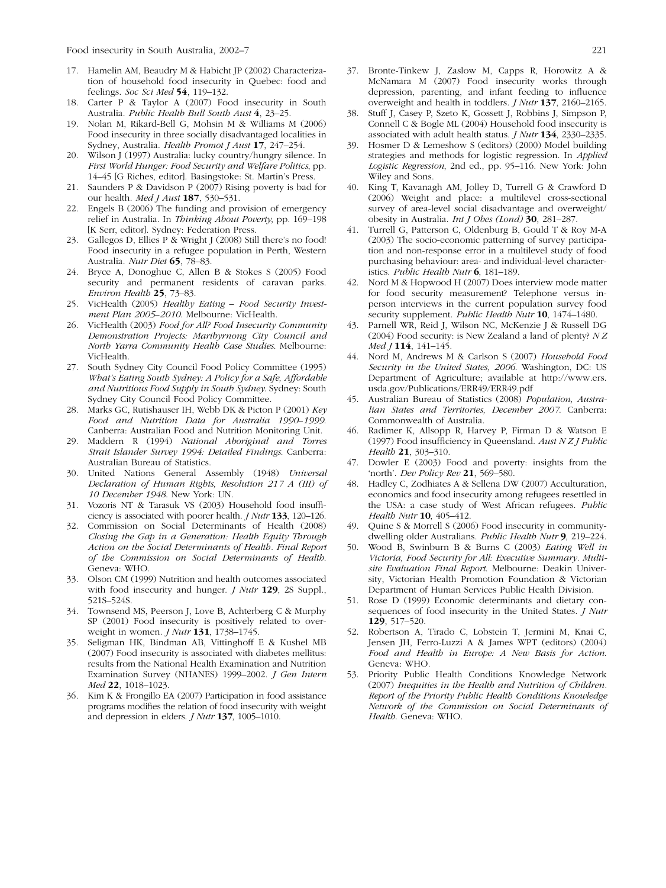17. Hamelin AM, Beaudry M & Habicht JP (2002) Characterization of household food insecurity in Quebec: food and feelings. *Soc Sci Med* **54**, 119–132.
18. Carter P & Taylor A (2007) Food insecurity in South Australia. *Public Health Bull South Aust* **4**, 23–25.
19. Nolan M, Rikard-Bell G, Mohsin M & Williams M (2006) Food insecurity in three socially disadvantaged localities in Sydney, Australia. *Health Promot J Aust* **17**, 247–254.
20. Wilson J (1997) Australia: lucky country/hungry silence. In *First World Hunger: Food Security and Welfare Politics*, pp. 14–45 [G Riches, editor]. Basingstoke: St. Martin's Press.
21. Saunders P & Davidson P (2007) Rising poverty is bad for our health. *Med J Aust* **187**, 530–531.
22. Engels B (2006) The funding and provision of emergency relief in Australia. In *Thinking About Poverty*, pp. 169–198 [K Serr, editor]. Sydney: Federation Press.
23. Gallegos D, Ellies P & Wright J (2008) Still there's no food! Food insecurity in a refugee population in Perth, Western Australia. *Nutr Diet* **65**, 78–83.
24. Bryce A, Donoghue C, Allen B & Stokes S (2005) Food security and permanent residents of caravan parks. *Environ Health* **25**, 73–83.
25. VicHealth (2005) *Healthy Eating – Food Security Investment Plan 2005–2010*. Melbourne: VicHealth.
26. VicHealth (2003) *Food for All? Food Insecurity Community Demonstration Projects: Maribyrnong City Council and North Yarra Community Health Case Studies*. Melbourne: VicHealth.
27. South Sydney City Council Food Policy Committee (1995) *What's Eating South Sydney: A Policy for a Safe, Affordable and Nutritious Food Supply in South Sydney*. Sydney: South Sydney City Council Food Policy Committee.
28. Marks GC, Rutishauser IH, Webb DK & Picton P (2001) *Key Food and Nutrition Data for Australia 1990–1999*. Canberra: Australian Food and Nutrition Monitoring Unit.
29. Maddern R (1994) *National Aboriginal and Torres Strait Islander Survey 1994: Detailed Findings*. Canberra: Australian Bureau of Statistics.
30. United Nations General Assembly (1948) *Universal Declaration of Human Rights, Resolution 217 A (III) of 10 December 1948*. New York: UN.
31. Vozoris NT & Tarasuk VS (2003) Household food insufficiency is associated with poorer health. *J Nutr* **133**, 120–126.
32. Commission on Social Determinants of Health (2008) *Closing the Gap in a Generation: Health Equity Through Action on the Social Determinants of Health. Final Report of the Commission on Social Determinants of Health*. Geneva: WHO.
33. Olson CM (1999) Nutrition and health outcomes associated with food insecurity and hunger. *J Nutr* **129**, 2S Suppl., 521S–524S.
34. Townsend MS, Peerson J, Love B, Achterberg C & Murphy SP (2001) Food insecurity is positively related to overweight in women. *J Nutr* **131**, 1738–1745.
35. Seligman HK, Bindman AB, Vittinghoff E & Kushel MB (2007) Food insecurity is associated with diabetes mellitus: results from the National Health Examination and Nutrition Examination Survey (NHANES) 1999–2002. *J Gen Intern Med* **22**, 1018–1023.
36. Kim K & Frongillo EA (2007) Participation in food assistance programs modifies the relation of food insecurity with weight and depression in elders. *J Nutr* **137**, 1005–1010.
37. Bronte-Tinkew J, Zaslow M, Capps R, Horowitz A & McNamara M (2007) Food insecurity works through depression, parenting, and infant feeding to influence overweight and health in toddlers. *J Nutr* **137**, 2160–2165.
38. Stuff J, Casey P, Szeto K, Gossett J, Robbins J, Simpson P, Connell C & Bogle ML (2004) Household food insecurity is associated with adult health status. *J Nutr* **134**, 2330–2335.
39. Hosmer D & Lemeshow S (editors) (2000) Model building strategies and methods for logistic regression. In *Applied Logistic Regression*, 2nd ed., pp. 95–116. New York: John Wiley and Sons.
40. King T, Kavanagh AM, Jolley D, Turrell G & Crawford D (2006) Weight and place: a multilevel cross-sectional survey of area-level social disadvantage and overweight/obesity in Australia. *Int J Obes (Lond)* **30**, 281–287.
41. Turrell G, Patterson C, Oldenburg B, Gould T & Roy M-A (2003) The socio-economic patterning of survey participation and non-response error in a multilevel study of food purchasing behaviour: area- and individual-level characteristics. *Public Health Nutr* **6**, 181–189.
42. Nord M & Hopwood H (2007) Does interview mode matter for food security measurement? Telephone versus in-person interviews in the current population survey food security supplement. *Public Health Nutr* **10**, 1474–1480.
43. Parnell WR, Reid J, Wilson NC, McKenzie J & Russell DG (2004) Food security: is New Zealand a land of plenty? *N Z Med J* **114**, 141–145.
44. Nord M, Andrews M & Carlson S (2007) *Household Food Security in the United States, 2006*. Washington, DC: US Department of Agriculture; available at http://www.ers.usda.gov/Publications/ERR49/ERR49.pdf
45. Australian Bureau of Statistics (2008) *Population, Australian States and Territories, December 2007*. Canberra: Commonwealth of Australia.
46. Radimer K, Allsopp R, Harvey P, Firman D & Watson E (1997) Food insufficiency in Queensland. *Aust N Z J Public Health* **21**, 303–310.
47. Dowler E (2003) Food and poverty: insights from the 'north'. *Dev Policy Rev* **21**, 569–580.
48. Hadley C, Zodhiates A & Sellena DW (2007) Acculturation, economics and food insecurity among refugees resettled in the USA: a case study of West African refugees. *Public Health Nutr* **10**, 405–412.
49. Quine S & Morrell S (2006) Food insecurity in community-dwelling older Australians. *Public Health Nutr* **9**, 219–224.
50. Wood B, Swinburn B & Burns C (2003) *Eating Well in Victoria, Food Security for All: Executive Summary. Multi-site Evaluation Final Report*. Melbourne: Deakin University, Victorian Health Promotion Foundation & Victorian Department of Human Services Public Health Division.
51. Rose D (1999) Economic determinants and dietary consequences of food insecurity in the United States. *J Nutr* **129**, 517–520.
52. Robertson A, Tirado C, Lobstein T, Jermini M, Knai C, Jensen JH, Ferro-Luzzi A & James WPT (editors) (2004) *Food and Health in Europe: A New Basis for Action*. Geneva: WHO.
53. Priority Public Health Conditions Knowledge Network (2007) *Inequities in the Health and Nutrition of Children. Report of the Priority Public Health Conditions Knowledge Network of the Commission on Social Determinants of Health*. Geneva: WHO.